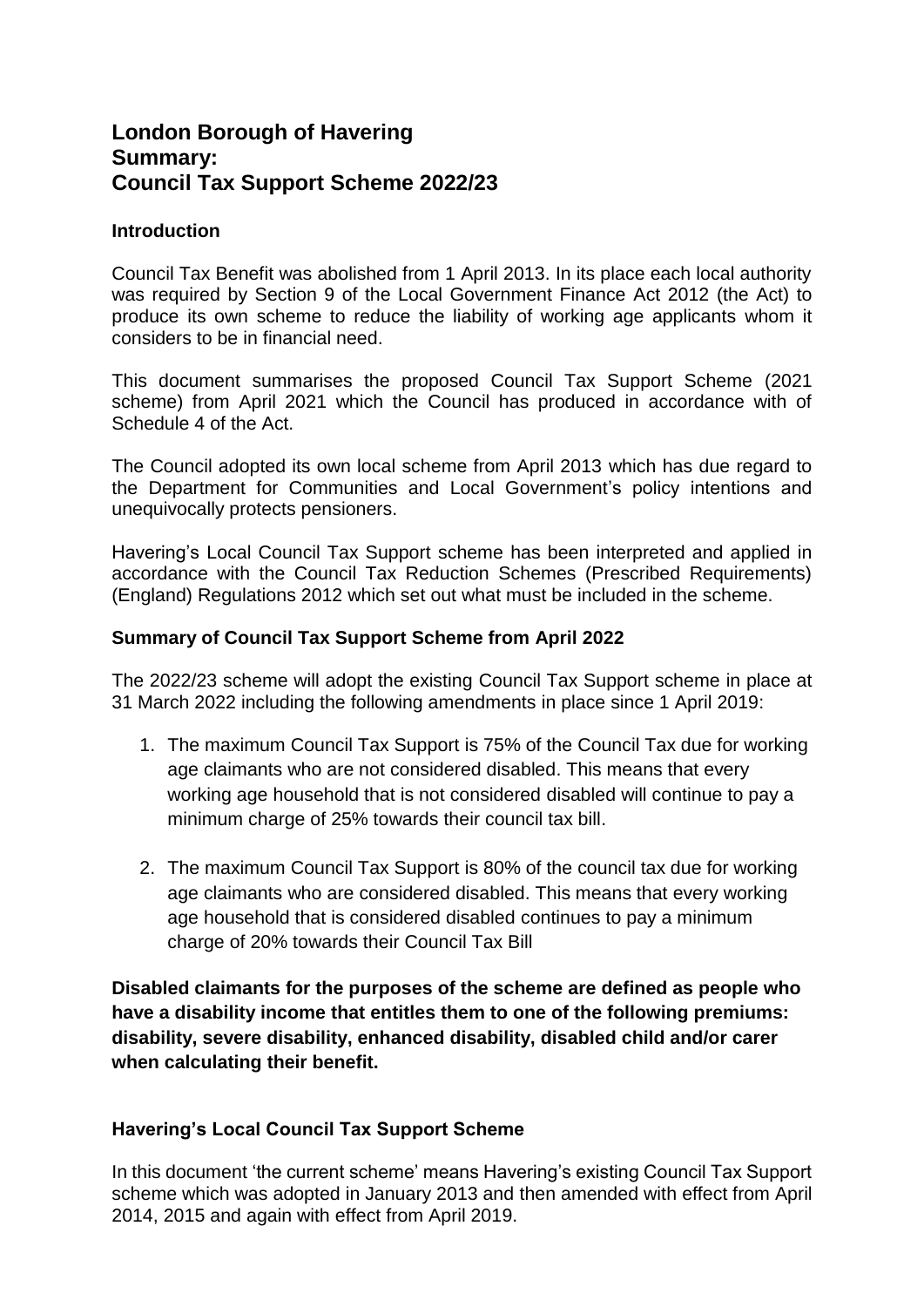# London Borough of Havering
# Summary:
# Council Tax Support Scheme 2022/23

## Introduction

Council Tax Benefit was abolished from 1 April 2013. In its place each local authority was required by Section 9 of the Local Government Finance Act 2012 (the Act) to produce its own scheme to reduce the liability of working age applicants whom it considers to be in financial need.

This document summarises the proposed Council Tax Support Scheme (2021 scheme) from April 2021 which the Council has produced in accordance with of Schedule 4 of the Act.

The Council adopted its own local scheme from April 2013 which has due regard to the Department for Communities and Local Government's policy intentions and unequivocally protects pensioners.

Havering's Local Council Tax Support scheme has been interpreted and applied in accordance with the Council Tax Reduction Schemes (Prescribed Requirements) (England) Regulations 2012 which set out what must be included in the scheme.

## Summary of Council Tax Support Scheme from April 2022

The 2022/23 scheme will adopt the existing Council Tax Support scheme in place at 31 March 2022 including the following amendments in place since 1 April 2019:

1. The maximum Council Tax Support is 75% of the Council Tax due for working age claimants who are not considered disabled. This means that every working age household that is not considered disabled will continue to pay a minimum charge of 25% towards their council tax bill.

2. The maximum Council Tax Support is 80% of the council tax due for working age claimants who are considered disabled. This means that every working age household that is considered disabled continues to pay a minimum charge of 20% towards their Council Tax Bill

**Disabled claimants for the purposes of the scheme are defined as people who have a disability income that entitles them to one of the following premiums: disability, severe disability, enhanced disability, disabled child and/or carer when calculating their benefit.**

## Havering's Local Council Tax Support Scheme

In this document 'the current scheme' means Havering's existing Council Tax Support scheme which was adopted in January 2013 and then amended with effect from April 2014, 2015 and again with effect from April 2019.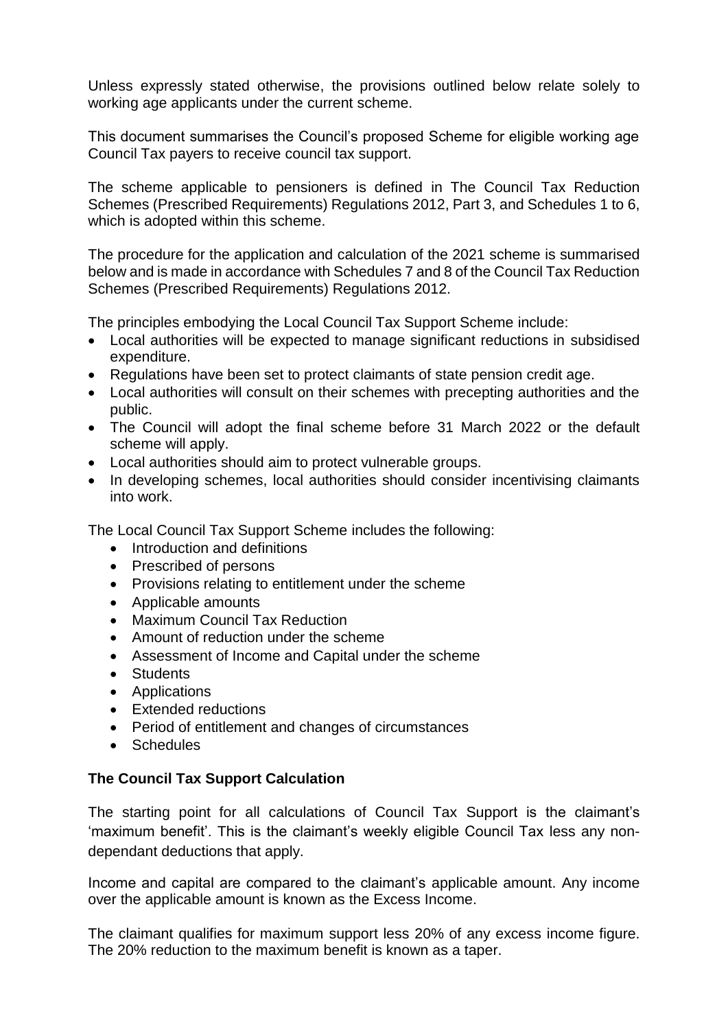Unless expressly stated otherwise, the provisions outlined below relate solely to working age applicants under the current scheme.

This document summarises the Council's proposed Scheme for eligible working age Council Tax payers to receive council tax support.

The scheme applicable to pensioners is defined in The Council Tax Reduction Schemes (Prescribed Requirements) Regulations 2012, Part 3, and Schedules 1 to 6, which is adopted within this scheme.

The procedure for the application and calculation of the 2021 scheme is summarised below and is made in accordance with Schedules 7 and 8 of the Council Tax Reduction Schemes (Prescribed Requirements) Regulations 2012.

The principles embodying the Local Council Tax Support Scheme include:

- Local authorities will be expected to manage significant reductions in subsidised expenditure.
- Regulations have been set to protect claimants of state pension credit age.
- Local authorities will consult on their schemes with precepting authorities and the public.
- The Council will adopt the final scheme before 31 March 2022 or the default scheme will apply.
- Local authorities should aim to protect vulnerable groups.
- In developing schemes, local authorities should consider incentivising claimants into work.

The Local Council Tax Support Scheme includes the following:

- Introduction and definitions
- Prescribed of persons
- Provisions relating to entitlement under the scheme
- Applicable amounts
- Maximum Council Tax Reduction
- Amount of reduction under the scheme
- Assessment of Income and Capital under the scheme
- Students
- Applications
- Extended reductions
- Period of entitlement and changes of circumstances
- Schedules

**The Council Tax Support Calculation**

The starting point for all calculations of Council Tax Support is the claimant's 'maximum benefit'. This is the claimant's weekly eligible Council Tax less any non-dependant deductions that apply.

Income and capital are compared to the claimant's applicable amount. Any income over the applicable amount is known as the Excess Income.

The claimant qualifies for maximum support less 20% of any excess income figure. The 20% reduction to the maximum benefit is known as a taper.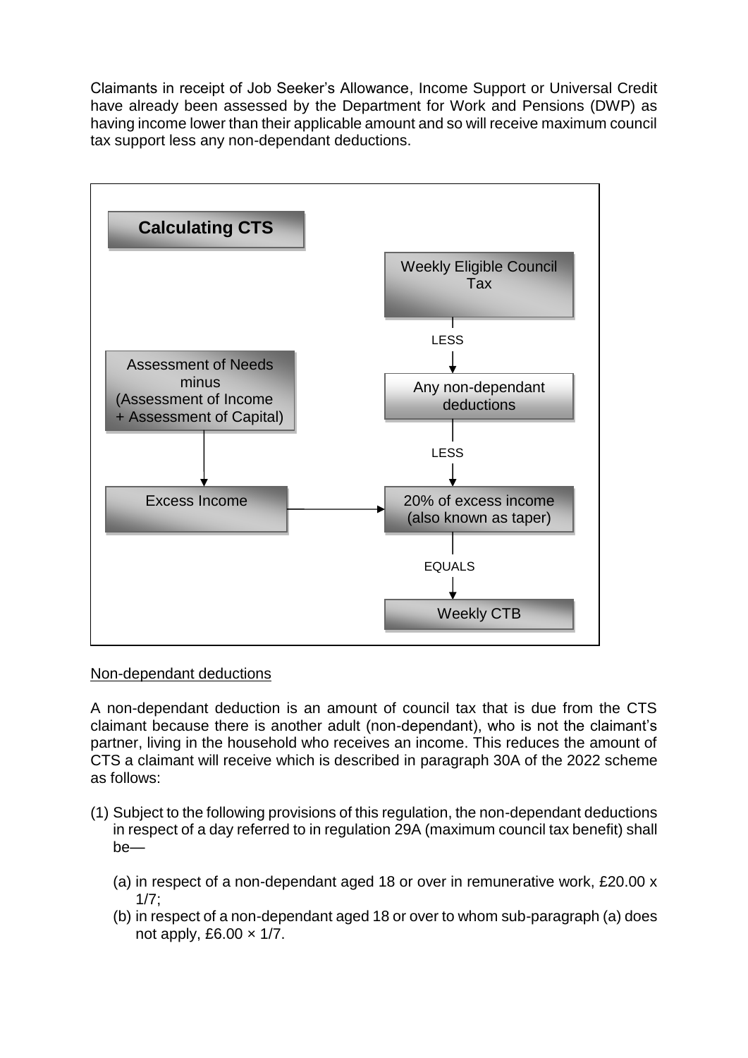Claimants in receipt of Job Seeker's Allowance, Income Support or Universal Credit have already been assessed by the Department for Work and Pensions (DWP) as having income lower than their applicable amount and so will receive maximum council tax support less any non-dependant deductions.

**Calculating CTS**

- Assessment of Needs minus (Assessment of Income + Assessment of Capital) → Excess Income
- Weekly Eligible Council Tax
- LESS
- Any non-dependant deductions
- LESS
- 20% of excess income (also known as taper) ← Excess Income
- EQUALS
- Weekly CTB

Non-dependant deductions

A non-dependant deduction is an amount of council tax that is due from the CTS claimant because there is another adult (non-dependant), who is not the claimant's partner, living in the household who receives an income. This reduces the amount of CTS a claimant will receive which is described in paragraph 30A of the 2022 scheme as follows:

(1) Subject to the following provisions of this regulation, the non-dependant deductions in respect of a day referred to in regulation 29A (maximum council tax benefit) shall be—

   (a) in respect of a non-dependant aged 18 or over in remunerative work, £20.00 x 1/7;
   (b) in respect of a non-dependant aged 18 or over to whom sub-paragraph (a) does not apply, £6.00 × 1/7.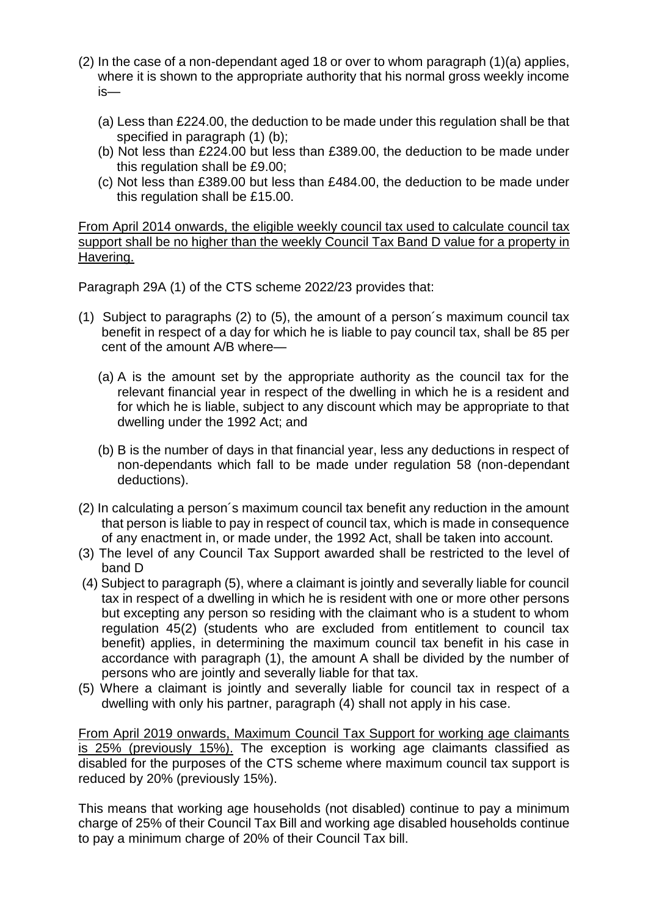(2) In the case of a non-dependant aged 18 or over to whom paragraph (1)(a) applies, where it is shown to the appropriate authority that his normal gross weekly income is—

(a) Less than £224.00, the deduction to be made under this regulation shall be that specified in paragraph (1) (b);

(b) Not less than £224.00 but less than £389.00, the deduction to be made under this regulation shall be £9.00;

(c) Not less than £389.00 but less than £484.00, the deduction to be made under this regulation shall be £15.00.

<u>From April 2014 onwards, the eligible weekly council tax used to calculate council tax support shall be no higher than the weekly Council Tax Band D value for a property in Havering.</u>

Paragraph 29A (1) of the CTS scheme 2022/23 provides that:

(1) Subject to paragraphs (2) to (5), the amount of a person´s maximum council tax benefit in respect of a day for which he is liable to pay council tax, shall be 85 per cent of the amount A/B where—

(a) A is the amount set by the appropriate authority as the council tax for the relevant financial year in respect of the dwelling in which he is a resident and for which he is liable, subject to any discount which may be appropriate to that dwelling under the 1992 Act; and

(b) B is the number of days in that financial year, less any deductions in respect of non-dependants which fall to be made under regulation 58 (non-dependant deductions).

(2) In calculating a person´s maximum council tax benefit any reduction in the amount that person is liable to pay in respect of council tax, which is made in consequence of any enactment in, or made under, the 1992 Act, shall be taken into account.

(3) The level of any Council Tax Support awarded shall be restricted to the level of band D

(4) Subject to paragraph (5), where a claimant is jointly and severally liable for council tax in respect of a dwelling in which he is resident with one or more other persons but excepting any person so residing with the claimant who is a student to whom regulation 45(2) (students who are excluded from entitlement to council tax benefit) applies, in determining the maximum council tax benefit in his case in accordance with paragraph (1), the amount A shall be divided by the number of persons who are jointly and severally liable for that tax.

(5) Where a claimant is jointly and severally liable for council tax in respect of a dwelling with only his partner, paragraph (4) shall not apply in his case.

<u>From April 2019 onwards, Maximum Council Tax Support for working age claimants is 25% (previously 15%).</u> The exception is working age claimants classified as disabled for the purposes of the CTS scheme where maximum council tax support is reduced by 20% (previously 15%).

This means that working age households (not disabled) continue to pay a minimum charge of 25% of their Council Tax Bill and working age disabled households continue to pay a minimum charge of 20% of their Council Tax bill.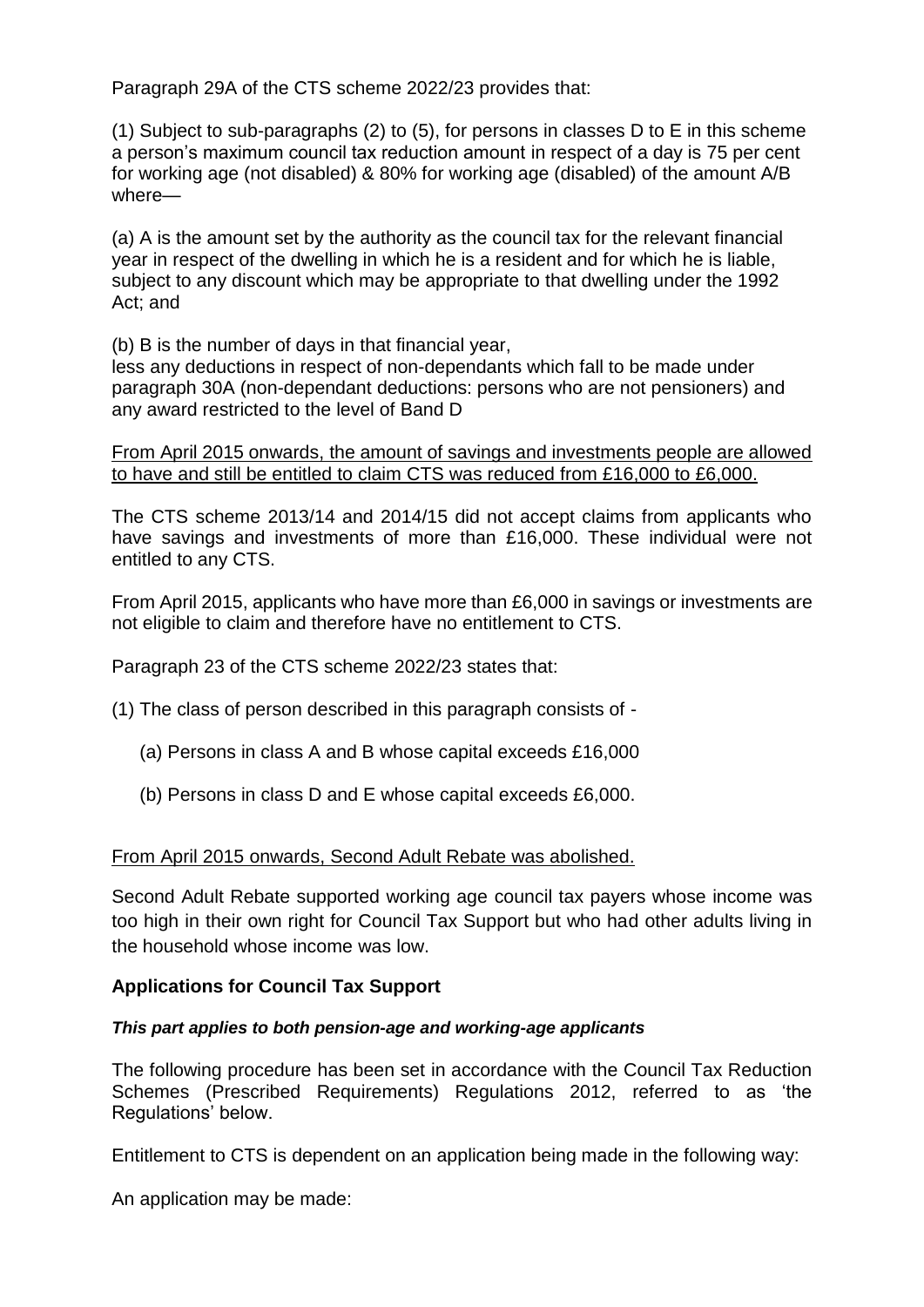Paragraph 29A of the CTS scheme 2022/23 provides that:

(1) Subject to sub-paragraphs (2) to (5), for persons in classes D to E in this scheme a person's maximum council tax reduction amount in respect of a day is 75 per cent for working age (not disabled) & 80% for working age (disabled) of the amount A/B where—

(a) A is the amount set by the authority as the council tax for the relevant financial year in respect of the dwelling in which he is a resident and for which he is liable, subject to any discount which may be appropriate to that dwelling under the 1992 Act; and

(b) B is the number of days in that financial year,
less any deductions in respect of non-dependants which fall to be made under paragraph 30A (non-dependant deductions: persons who are not pensioners) and any award restricted to the level of Band D

<u>From April 2015 onwards, the amount of savings and investments people are allowed to have and still be entitled to claim CTS was reduced from £16,000 to £6,000.</u>

The CTS scheme 2013/14 and 2014/15 did not accept claims from applicants who have savings and investments of more than £16,000. These individual were not entitled to any CTS.

From April 2015, applicants who have more than £6,000 in savings or investments are not eligible to claim and therefore have no entitlement to CTS.

Paragraph 23 of the CTS scheme 2022/23 states that:

(1) The class of person described in this paragraph consists of -

(a) Persons in class A and B whose capital exceeds £16,000

(b) Persons in class D and E whose capital exceeds £6,000.

<u>From April 2015 onwards, Second Adult Rebate was abolished.</u>

Second Adult Rebate supported working age council tax payers whose income was too high in their own right for Council Tax Support but who had other adults living in the household whose income was low.

**Applications for Council Tax Support**

***This part applies to both pension-age and working-age applicants***

The following procedure has been set in accordance with the Council Tax Reduction Schemes (Prescribed Requirements) Regulations 2012, referred to as 'the Regulations' below.

Entitlement to CTS is dependent on an application being made in the following way:

An application may be made: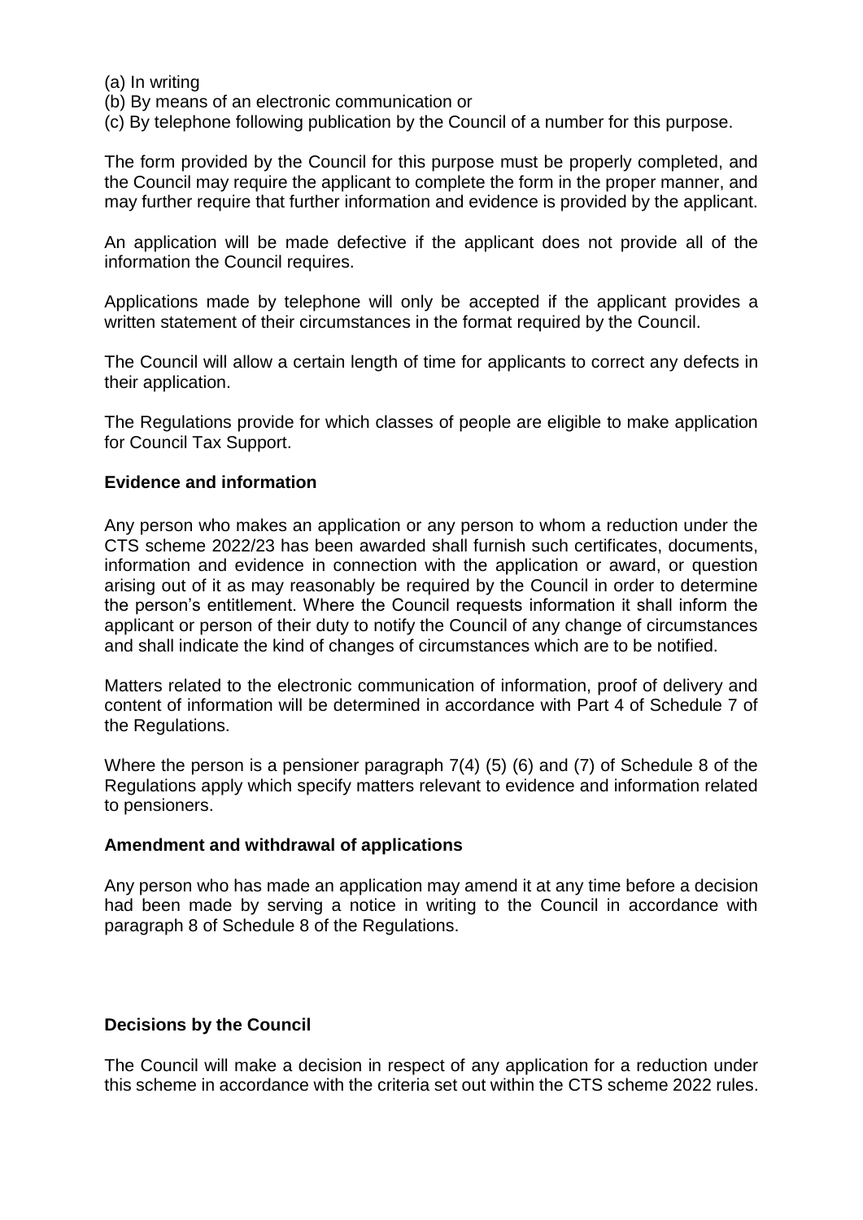(a) In writing
(b) By means of an electronic communication or
(c) By telephone following publication by the Council of a number for this purpose.

The form provided by the Council for this purpose must be properly completed, and the Council may require the applicant to complete the form in the proper manner, and may further require that further information and evidence is provided by the applicant.

An application will be made defective if the applicant does not provide all of the information the Council requires.

Applications made by telephone will only be accepted if the applicant provides a written statement of their circumstances in the format required by the Council.

The Council will allow a certain length of time for applicants to correct any defects in their application.

The Regulations provide for which classes of people are eligible to make application for Council Tax Support.

**Evidence and information**

Any person who makes an application or any person to whom a reduction under the CTS scheme 2022/23 has been awarded shall furnish such certificates, documents, information and evidence in connection with the application or award, or question arising out of it as may reasonably be required by the Council in order to determine the person's entitlement. Where the Council requests information it shall inform the applicant or person of their duty to notify the Council of any change of circumstances and shall indicate the kind of changes of circumstances which are to be notified.

Matters related to the electronic communication of information, proof of delivery and content of information will be determined in accordance with Part 4 of Schedule 7 of the Regulations.

Where the person is a pensioner paragraph 7(4) (5) (6) and (7) of Schedule 8 of the Regulations apply which specify matters relevant to evidence and information related to pensioners.

**Amendment and withdrawal of applications**

Any person who has made an application may amend it at any time before a decision had been made by serving a notice in writing to the Council in accordance with paragraph 8 of Schedule 8 of the Regulations.

**Decisions by the Council**

The Council will make a decision in respect of any application for a reduction under this scheme in accordance with the criteria set out within the CTS scheme 2022 rules.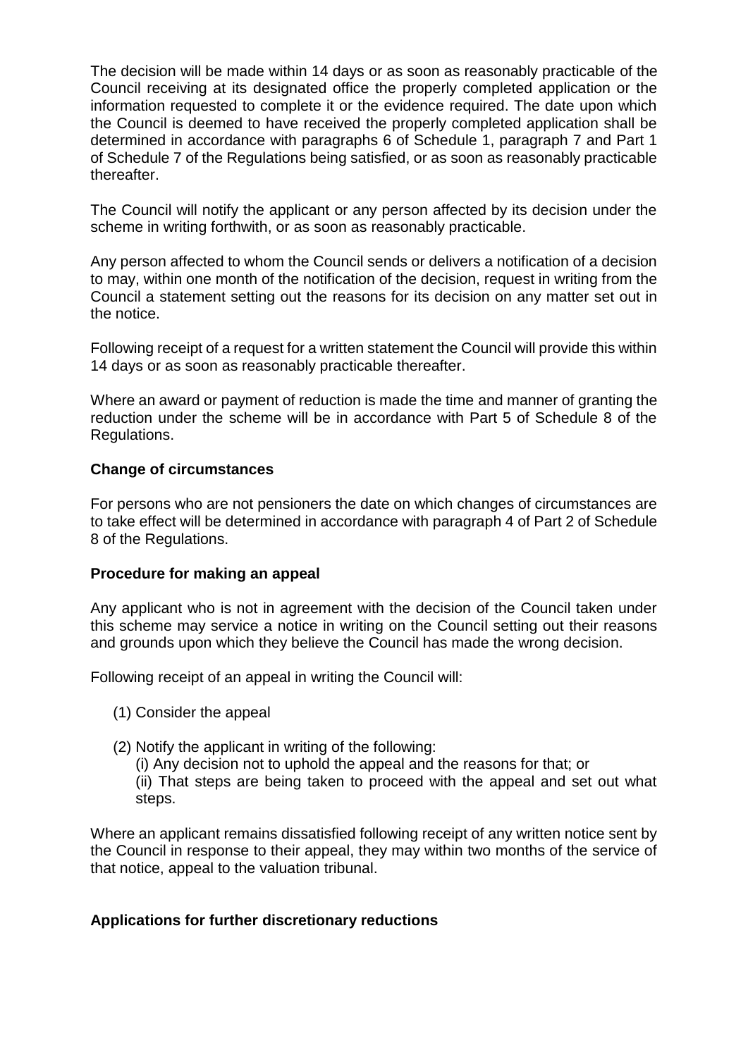The decision will be made within 14 days or as soon as reasonably practicable of the Council receiving at its designated office the properly completed application or the information requested to complete it or the evidence required. The date upon which the Council is deemed to have received the properly completed application shall be determined in accordance with paragraphs 6 of Schedule 1, paragraph 7 and Part 1 of Schedule 7 of the Regulations being satisfied, or as soon as reasonably practicable thereafter.

The Council will notify the applicant or any person affected by its decision under the scheme in writing forthwith, or as soon as reasonably practicable.

Any person affected to whom the Council sends or delivers a notification of a decision to may, within one month of the notification of the decision, request in writing from the Council a statement setting out the reasons for its decision on any matter set out in the notice.

Following receipt of a request for a written statement the Council will provide this within 14 days or as soon as reasonably practicable thereafter.

Where an award or payment of reduction is made the time and manner of granting the reduction under the scheme will be in accordance with Part 5 of Schedule 8 of the Regulations.

**Change of circumstances**

For persons who are not pensioners the date on which changes of circumstances are to take effect will be determined in accordance with paragraph 4 of Part 2 of Schedule 8 of the Regulations.

**Procedure for making an appeal**

Any applicant who is not in agreement with the decision of the Council taken under this scheme may service a notice in writing on the Council setting out their reasons and grounds upon which they believe the Council has made the wrong decision.

Following receipt of an appeal in writing the Council will:

(1) Consider the appeal

(2) Notify the applicant in writing of the following:
 (i) Any decision not to uphold the appeal and the reasons for that; or
 (ii) That steps are being taken to proceed with the appeal and set out what steps.

Where an applicant remains dissatisfied following receipt of any written notice sent by the Council in response to their appeal, they may within two months of the service of that notice, appeal to the valuation tribunal.

**Applications for further discretionary reductions**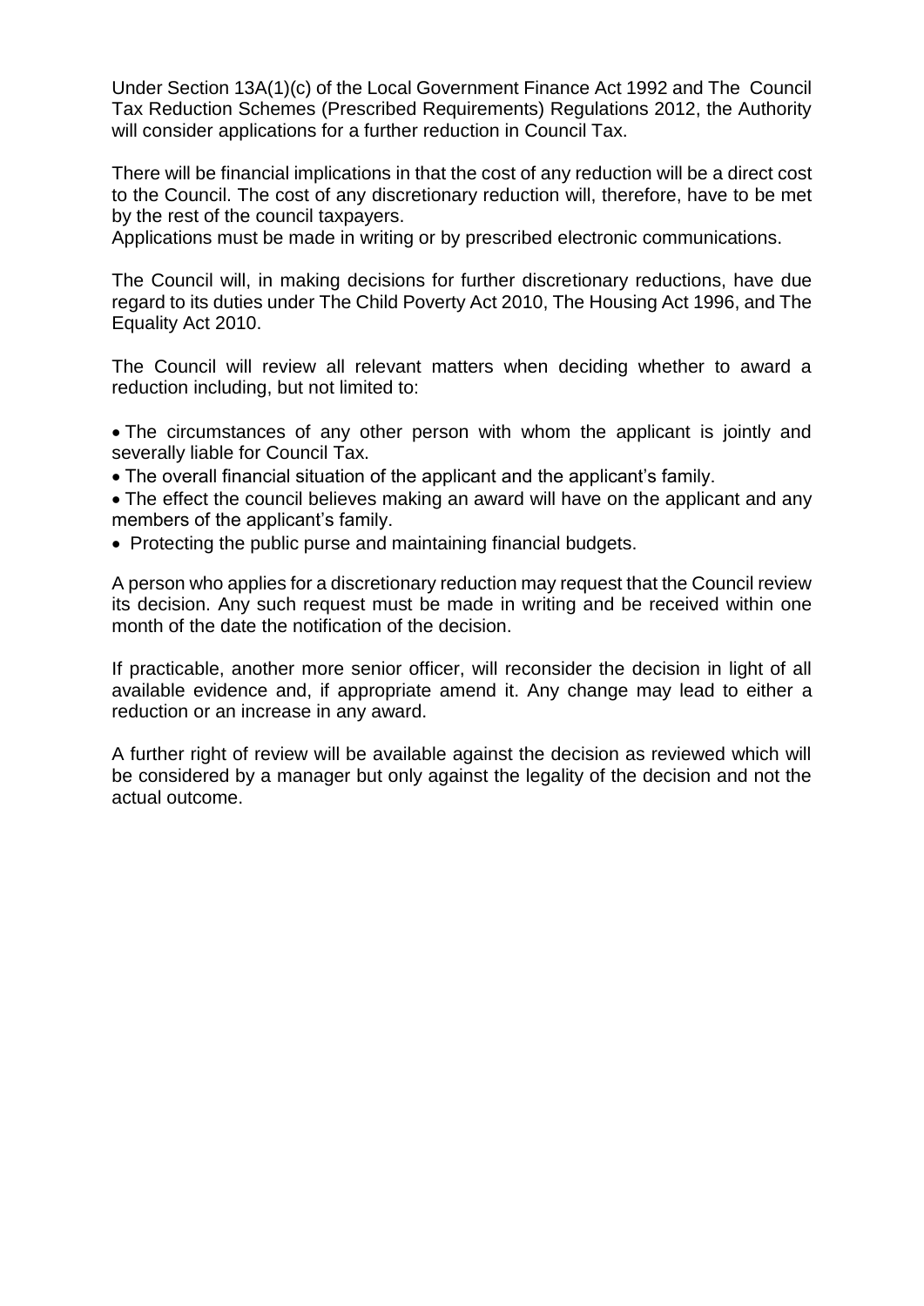Under Section 13A(1)(c) of the Local Government Finance Act 1992 and The Council Tax Reduction Schemes (Prescribed Requirements) Regulations 2012, the Authority will consider applications for a further reduction in Council Tax.

There will be financial implications in that the cost of any reduction will be a direct cost to the Council. The cost of any discretionary reduction will, therefore, have to be met by the rest of the council taxpayers.

Applications must be made in writing or by prescribed electronic communications.

The Council will, in making decisions for further discretionary reductions, have due regard to its duties under The Child Poverty Act 2010, The Housing Act 1996, and The Equality Act 2010.

The Council will review all relevant matters when deciding whether to award a reduction including, but not limited to:

- The circumstances of any other person with whom the applicant is jointly and severally liable for Council Tax.
- The overall financial situation of the applicant and the applicant's family.
- The effect the council believes making an award will have on the applicant and any members of the applicant's family.
- Protecting the public purse and maintaining financial budgets.

A person who applies for a discretionary reduction may request that the Council review its decision. Any such request must be made in writing and be received within one month of the date the notification of the decision.

If practicable, another more senior officer, will reconsider the decision in light of all available evidence and, if appropriate amend it. Any change may lead to either a reduction or an increase in any award.

A further right of review will be available against the decision as reviewed which will be considered by a manager but only against the legality of the decision and not the actual outcome.